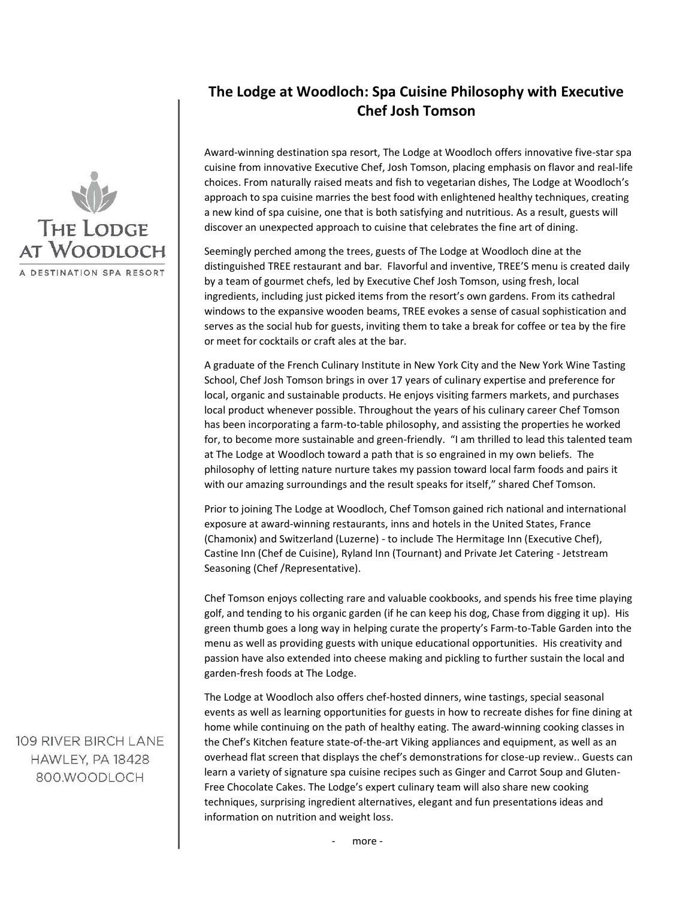THE LODGE AT WOODLOCH

A DESTINATION SPA RESORT

109 RIVER BIRCH LANE
HAWLEY, PA 18428
800.WOODLOCH

# The Lodge at Woodloch: Spa Cuisine Philosophy with Executive Chef Josh Tomson

Award-winning destination spa resort, The Lodge at Woodloch offers innovative five-star spa cuisine from innovative Executive Chef, Josh Tomson, placing emphasis on flavor and real-life choices. From naturally raised meats and fish to vegetarian dishes, The Lodge at Woodloch's approach to spa cuisine marries the best food with enlightened healthy techniques, creating a new kind of spa cuisine, one that is both satisfying and nutritious. As a result, guests will discover an unexpected approach to cuisine that celebrates the fine art of dining.

Seemingly perched among the trees, guests of The Lodge at Woodloch dine at the distinguished TREE restaurant and bar. Flavorful and inventive, TREE'S menu is created daily by a team of gourmet chefs, led by Executive Chef Josh Tomson, using fresh, local ingredients, including just picked items from the resort's own gardens. From its cathedral windows to the expansive wooden beams, TREE evokes a sense of casual sophistication and serves as the social hub for guests, inviting them to take a break for coffee or tea by the fire or meet for cocktails or craft ales at the bar.

A graduate of the French Culinary Institute in New York City and the New York Wine Tasting School, Chef Josh Tomson brings in over 17 years of culinary expertise and preference for local, organic and sustainable products. He enjoys visiting farmers markets, and purchases local product whenever possible. Throughout the years of his culinary career Chef Tomson has been incorporating a farm-to-table philosophy, and assisting the properties he worked for, to become more sustainable and green-friendly. "I am thrilled to lead this talented team at The Lodge at Woodloch toward a path that is so engrained in my own beliefs. The philosophy of letting nature nurture takes my passion toward local farm foods and pairs it with our amazing surroundings and the result speaks for itself," shared Chef Tomson.

Prior to joining The Lodge at Woodloch, Chef Tomson gained rich national and international exposure at award-winning restaurants, inns and hotels in the United States, France (Chamonix) and Switzerland (Luzerne) - to include The Hermitage Inn (Executive Chef), Castine Inn (Chef de Cuisine), Ryland Inn (Tournant) and Private Jet Catering - Jetstream Seasoning (Chef /Representative).

Chef Tomson enjoys collecting rare and valuable cookbooks, and spends his free time playing golf, and tending to his organic garden (if he can keep his dog, Chase from digging it up). His green thumb goes a long way in helping curate the property's Farm-to-Table Garden into the menu as well as providing guests with unique educational opportunities. His creativity and passion have also extended into cheese making and pickling to further sustain the local and garden-fresh foods at The Lodge.

The Lodge at Woodloch also offers chef-hosted dinners, wine tastings, special seasonal events as well as learning opportunities for guests in how to recreate dishes for fine dining at home while continuing on the path of healthy eating. The award-winning cooking classes in the Chef's Kitchen feature state-of-the-art Viking appliances and equipment, as well as an overhead flat screen that displays the chef's demonstrations for close-up review.. Guests can learn a variety of signature spa cuisine recipes such as Ginger and Carrot Soup and Gluten-Free Chocolate Cakes. The Lodge's expert culinary team will also share new cooking techniques, surprising ingredient alternatives, elegant and fun presentations ideas and information on nutrition and weight loss.

\- more -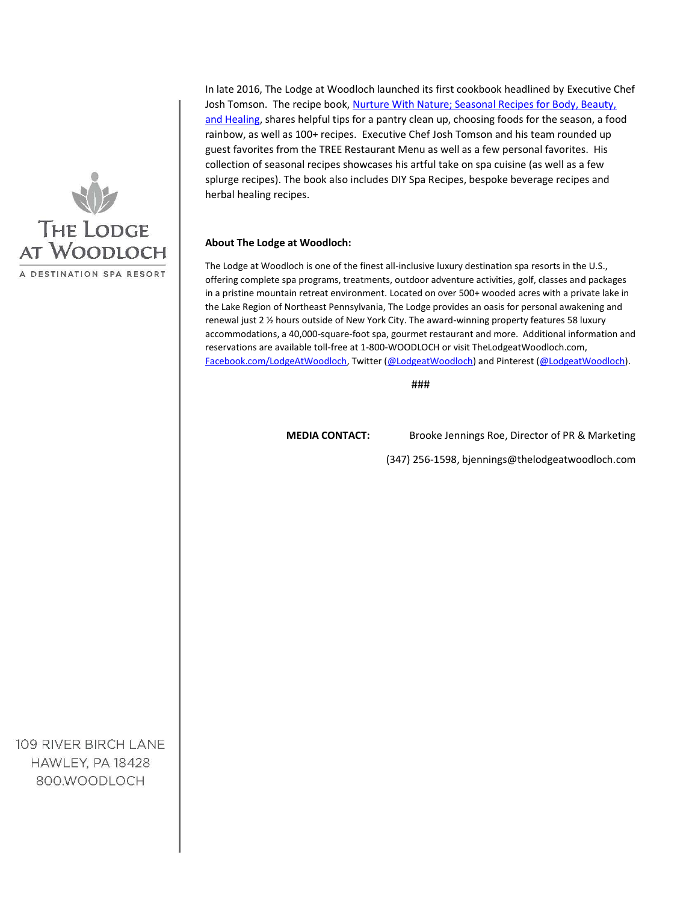In late 2016, The Lodge at Woodloch launched its first cookbook headlined by Executive Chef Josh Tomson. The recipe book, Nurture With Nature; Seasonal Recipes for Body, Beauty, and Healing, shares helpful tips for a pantry clean up, choosing foods for the season, a food rainbow, as well as 100+ recipes. Executive Chef Josh Tomson and his team rounded up guest favorites from the TREE Restaurant Menu as well as a few personal favorites. His collection of seasonal recipes showcases his artful take on spa cuisine (as well as a few splurge recipes). The book also includes DIY Spa Recipes, bespoke beverage recipes and herbal healing recipes.

**About The Lodge at Woodloch:**

The Lodge at Woodloch is one of the finest all-inclusive luxury destination spa resorts in the U.S., offering complete spa programs, treatments, outdoor adventure activities, golf, classes and packages in a pristine mountain retreat environment. Located on over 500+ wooded acres with a private lake in the Lake Region of Northeast Pennsylvania, The Lodge provides an oasis for personal awakening and renewal just 2 ½ hours outside of New York City. The award-winning property features 58 luxury accommodations, a 40,000-square-foot spa, gourmet restaurant and more. Additional information and reservations are available toll-free at 1-800-WOODLOCH or visit TheLodgeatWoodloch.com, Facebook.com/LodgeAtWoodloch, Twitter (@LodgeatWoodloch) and Pinterest (@LodgeatWoodloch).

###

**MEDIA CONTACT:** Brooke Jennings Roe, Director of PR & Marketing

(347) 256-1598, bjennings@thelodgeatwoodloch.com

THE LODGE AT WOODLOCH
A DESTINATION SPA RESORT

109 RIVER BIRCH LANE
HAWLEY, PA 18428
800.WOODLOCH